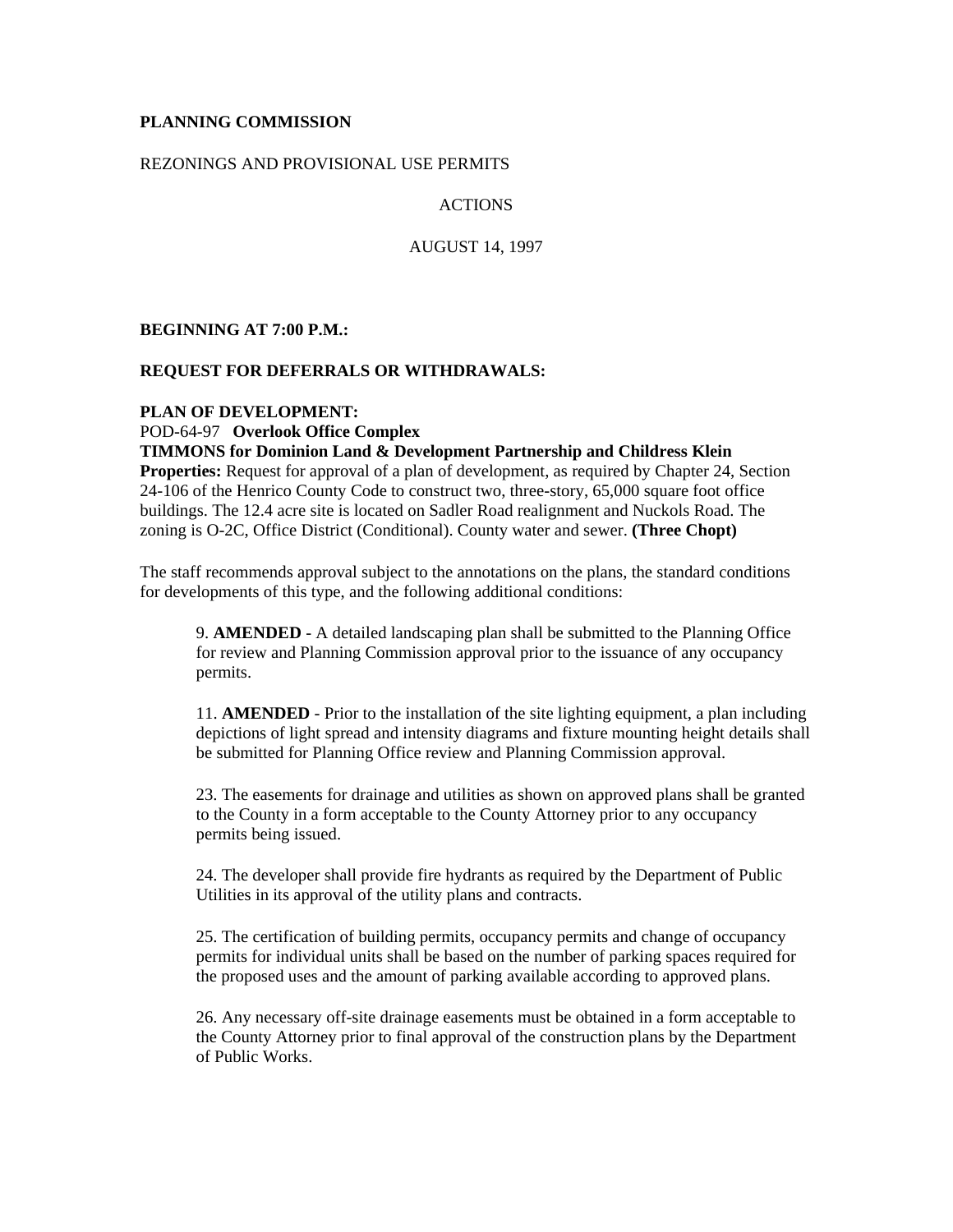**PLANNING COMMISSION**

REZONINGS AND PROVISIONAL USE PERMITS

ACTIONS

AUGUST 14, 1997

**BEGINNING AT 7:00 P.M.:**

**REQUEST FOR DEFERRALS OR WITHDRAWALS:**

**PLAN OF DEVELOPMENT:**
POD-64-97 **Overlook Office Complex**
**TIMMONS for Dominion Land & Development Partnership and Childress Klein Properties:** Request for approval of a plan of development, as required by Chapter 24, Section 24-106 of the Henrico County Code to construct two, three-story, 65,000 square foot office buildings. The 12.4 acre site is located on Sadler Road realignment and Nuckols Road. The zoning is O-2C, Office District (Conditional). County water and sewer. **(Three Chopt)**

The staff recommends approval subject to the annotations on the plans, the standard conditions for developments of this type, and the following additional conditions:

9. **AMENDED** - A detailed landscaping plan shall be submitted to the Planning Office for review and Planning Commission approval prior to the issuance of any occupancy permits.

11. **AMENDED** - Prior to the installation of the site lighting equipment, a plan including depictions of light spread and intensity diagrams and fixture mounting height details shall be submitted for Planning Office review and Planning Commission approval.

23. The easements for drainage and utilities as shown on approved plans shall be granted to the County in a form acceptable to the County Attorney prior to any occupancy permits being issued.

24. The developer shall provide fire hydrants as required by the Department of Public Utilities in its approval of the utility plans and contracts.

25. The certification of building permits, occupancy permits and change of occupancy permits for individual units shall be based on the number of parking spaces required for the proposed uses and the amount of parking available according to approved plans.

26. Any necessary off-site drainage easements must be obtained in a form acceptable to the County Attorney prior to final approval of the construction plans by the Department of Public Works.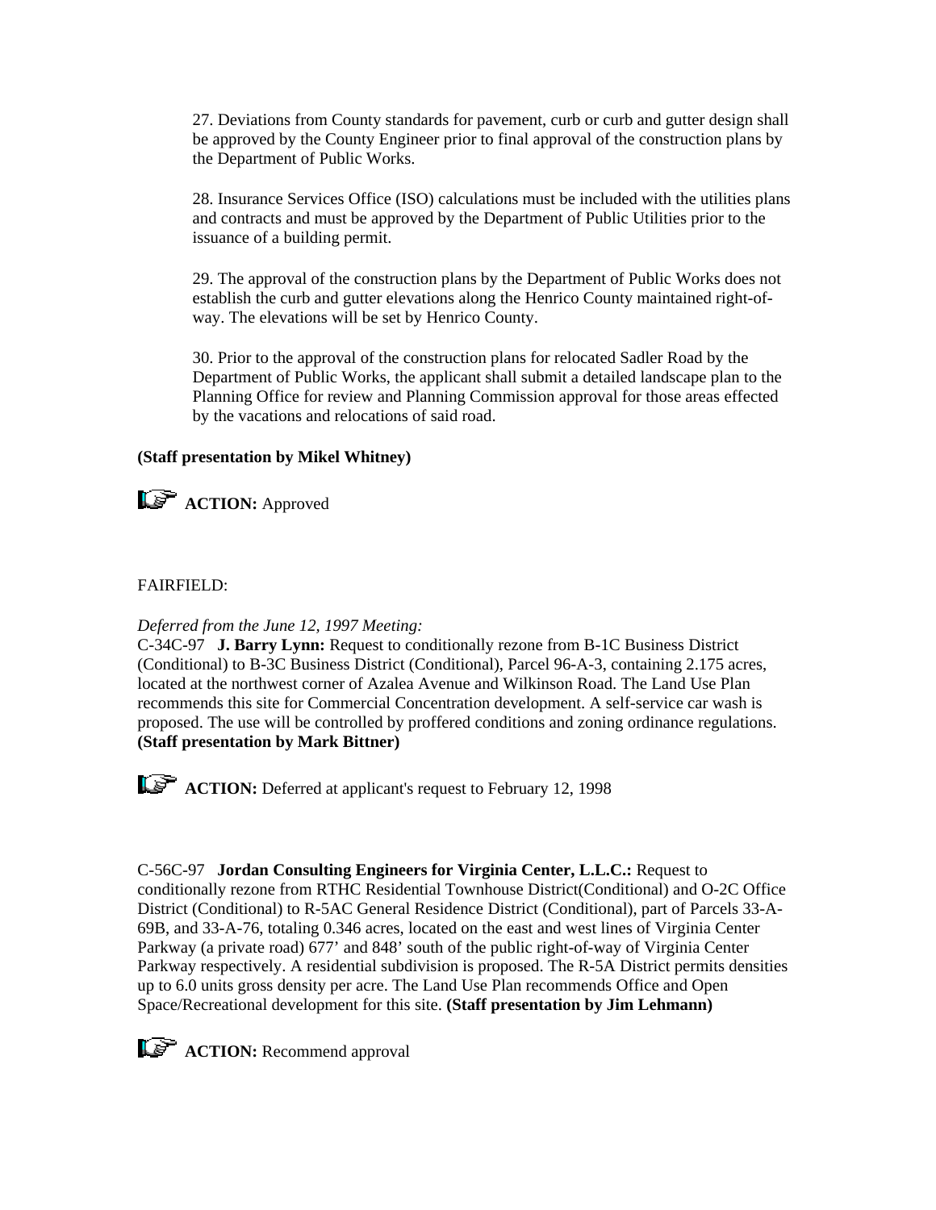27. Deviations from County standards for pavement, curb or curb and gutter design shall be approved by the County Engineer prior to final approval of the construction plans by the Department of Public Works.

28. Insurance Services Office (ISO) calculations must be included with the utilities plans and contracts and must be approved by the Department of Public Utilities prior to the issuance of a building permit.

29. The approval of the construction plans by the Department of Public Works does not establish the curb and gutter elevations along the Henrico County maintained right-of-way. The elevations will be set by Henrico County.

30. Prior to the approval of the construction plans for relocated Sadler Road by the Department of Public Works, the applicant shall submit a detailed landscape plan to the Planning Office for review and Planning Commission approval for those areas effected by the vacations and relocations of said road.

**(Staff presentation by Mikel Whitney)**

**ACTION:** Approved

FAIRFIELD:

*Deferred from the June 12, 1997 Meeting:*
C-34C-97 **J. Barry Lynn:** Request to conditionally rezone from B-1C Business District (Conditional) to B-3C Business District (Conditional), Parcel 96-A-3, containing 2.175 acres, located at the northwest corner of Azalea Avenue and Wilkinson Road. The Land Use Plan recommends this site for Commercial Concentration development. A self-service car wash is proposed. The use will be controlled by proffered conditions and zoning ordinance regulations. **(Staff presentation by Mark Bittner)**

**ACTION:** Deferred at applicant's request to February 12, 1998

C-56C-97 **Jordan Consulting Engineers for Virginia Center, L.L.C.:** Request to conditionally rezone from RTHC Residential Townhouse District(Conditional) and O-2C Office District (Conditional) to R-5AC General Residence District (Conditional), part of Parcels 33-A-69B, and 33-A-76, totaling 0.346 acres, located on the east and west lines of Virginia Center Parkway (a private road) 677' and 848' south of the public right-of-way of Virginia Center Parkway respectively. A residential subdivision is proposed. The R-5A District permits densities up to 6.0 units gross density per acre. The Land Use Plan recommends Office and Open Space/Recreational development for this site. **(Staff presentation by Jim Lehmann)**

**ACTION:** Recommend approval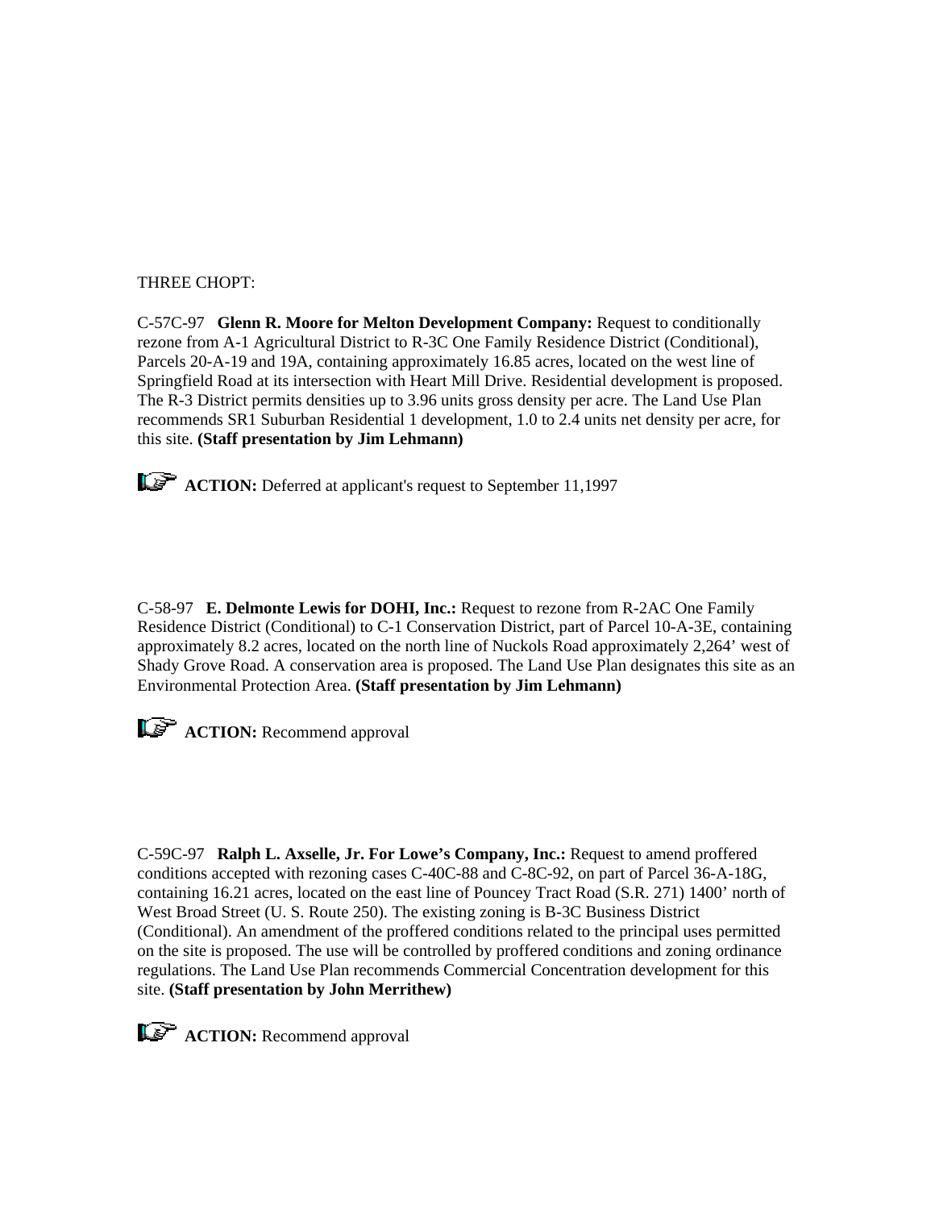THREE CHOPT:

C-57C-97 **Glenn R. Moore for Melton Development Company:** Request to conditionally rezone from A-1 Agricultural District to R-3C One Family Residence District (Conditional), Parcels 20-A-19 and 19A, containing approximately 16.85 acres, located on the west line of Springfield Road at its intersection with Heart Mill Drive. Residential development is proposed. The R-3 District permits densities up to 3.96 units gross density per acre. The Land Use Plan recommends SR1 Suburban Residential 1 development, 1.0 to 2.4 units net density per acre, for this site. **(Staff presentation by Jim Lehmann)**

**ACTION:** Deferred at applicant's request to September 11,1997

C-58-97 **E. Delmonte Lewis for DOHI, Inc.:** Request to rezone from R-2AC One Family Residence District (Conditional) to C-1 Conservation District, part of Parcel 10-A-3E, containing approximately 8.2 acres, located on the north line of Nuckols Road approximately 2,264' west of Shady Grove Road. A conservation area is proposed. The Land Use Plan designates this site as an Environmental Protection Area. **(Staff presentation by Jim Lehmann)**

**ACTION:** Recommend approval

C-59C-97 **Ralph L. Axselle, Jr. For Lowe's Company, Inc.:** Request to amend proffered conditions accepted with rezoning cases C-40C-88 and C-8C-92, on part of Parcel 36-A-18G, containing 16.21 acres, located on the east line of Pouncey Tract Road (S.R. 271) 1400' north of West Broad Street (U. S. Route 250). The existing zoning is B-3C Business District (Conditional). An amendment of the proffered conditions related to the principal uses permitted on the site is proposed. The use will be controlled by proffered conditions and zoning ordinance regulations. The Land Use Plan recommends Commercial Concentration development for this site. **(Staff presentation by John Merrithew)**

**ACTION:** Recommend approval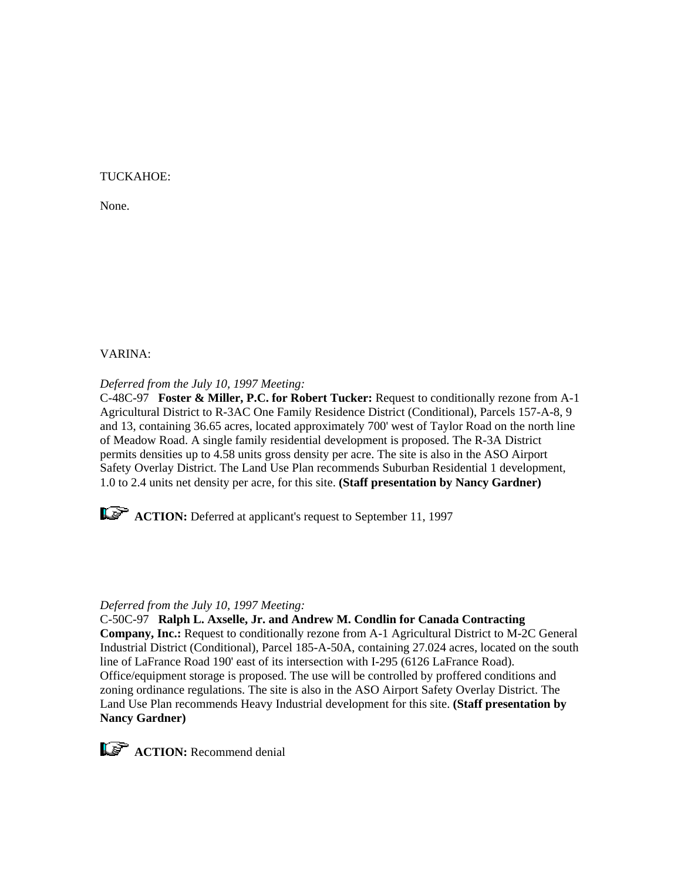TUCKAHOE:

None.

VARINA:

*Deferred from the July 10, 1997 Meeting:*
C-48C-97 **Foster & Miller, P.C. for Robert Tucker:** Request to conditionally rezone from A-1 Agricultural District to R-3AC One Family Residence District (Conditional), Parcels 157-A-8, 9 and 13, containing 36.65 acres, located approximately 700' west of Taylor Road on the north line of Meadow Road. A single family residential development is proposed. The R-3A District permits densities up to 4.58 units gross density per acre. The site is also in the ASO Airport Safety Overlay District. The Land Use Plan recommends Suburban Residential 1 development, 1.0 to 2.4 units net density per acre, for this site. **(Staff presentation by Nancy Gardner)**

**ACTION:** Deferred at applicant's request to September 11, 1997

*Deferred from the July 10, 1997 Meeting:*
C-50C-97 **Ralph L. Axselle, Jr. and Andrew M. Condlin for Canada Contracting Company, Inc.:** Request to conditionally rezone from A-1 Agricultural District to M-2C General Industrial District (Conditional), Parcel 185-A-50A, containing 27.024 acres, located on the south line of LaFrance Road 190' east of its intersection with I-295 (6126 LaFrance Road). Office/equipment storage is proposed. The use will be controlled by proffered conditions and zoning ordinance regulations. The site is also in the ASO Airport Safety Overlay District. The Land Use Plan recommends Heavy Industrial development for this site. **(Staff presentation by Nancy Gardner)**

**ACTION:** Recommend denial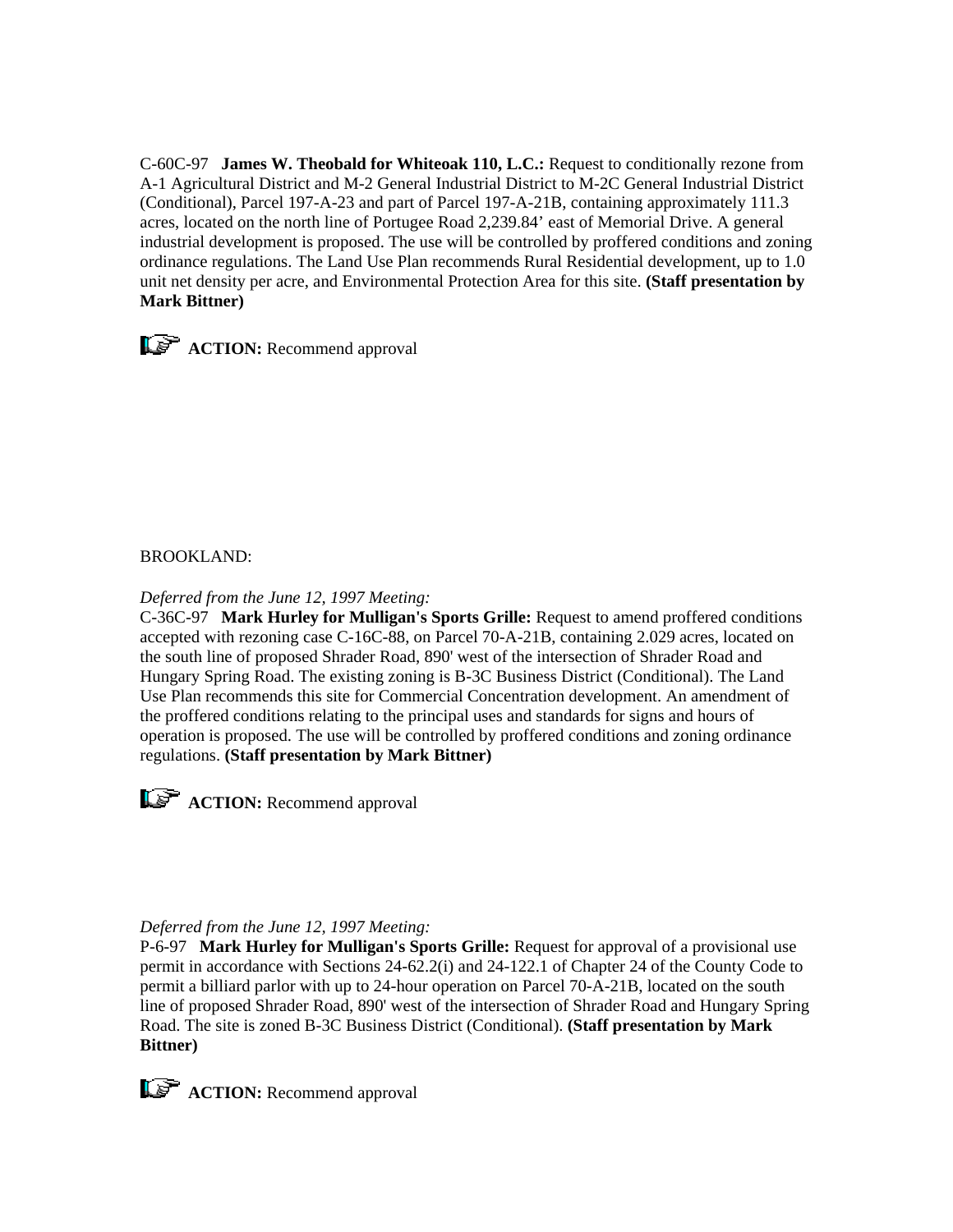C-60C-97 **James W. Theobald for Whiteoak 110, L.C.:** Request to conditionally rezone from A-1 Agricultural District and M-2 General Industrial District to M-2C General Industrial District (Conditional), Parcel 197-A-23 and part of Parcel 197-A-21B, containing approximately 111.3 acres, located on the north line of Portugee Road 2,239.84' east of Memorial Drive. A general industrial development is proposed. The use will be controlled by proffered conditions and zoning ordinance regulations. The Land Use Plan recommends Rural Residential development, up to 1.0 unit net density per acre, and Environmental Protection Area for this site. **(Staff presentation by Mark Bittner)**

☞ **ACTION:** Recommend approval

BROOKLAND:

*Deferred from the June 12, 1997 Meeting:*
C-36C-97 **Mark Hurley for Mulligan's Sports Grille:** Request to amend proffered conditions accepted with rezoning case C-16C-88, on Parcel 70-A-21B, containing 2.029 acres, located on the south line of proposed Shrader Road, 890' west of the intersection of Shrader Road and Hungary Spring Road. The existing zoning is B-3C Business District (Conditional). The Land Use Plan recommends this site for Commercial Concentration development. An amendment of the proffered conditions relating to the principal uses and standards for signs and hours of operation is proposed. The use will be controlled by proffered conditions and zoning ordinance regulations. **(Staff presentation by Mark Bittner)**

☞ **ACTION:** Recommend approval

*Deferred from the June 12, 1997 Meeting:*
P-6-97 **Mark Hurley for Mulligan's Sports Grille:** Request for approval of a provisional use permit in accordance with Sections 24-62.2(i) and 24-122.1 of Chapter 24 of the County Code to permit a billiard parlor with up to 24-hour operation on Parcel 70-A-21B, located on the south line of proposed Shrader Road, 890' west of the intersection of Shrader Road and Hungary Spring Road. The site is zoned B-3C Business District (Conditional). **(Staff presentation by Mark Bittner)**

☞ **ACTION:** Recommend approval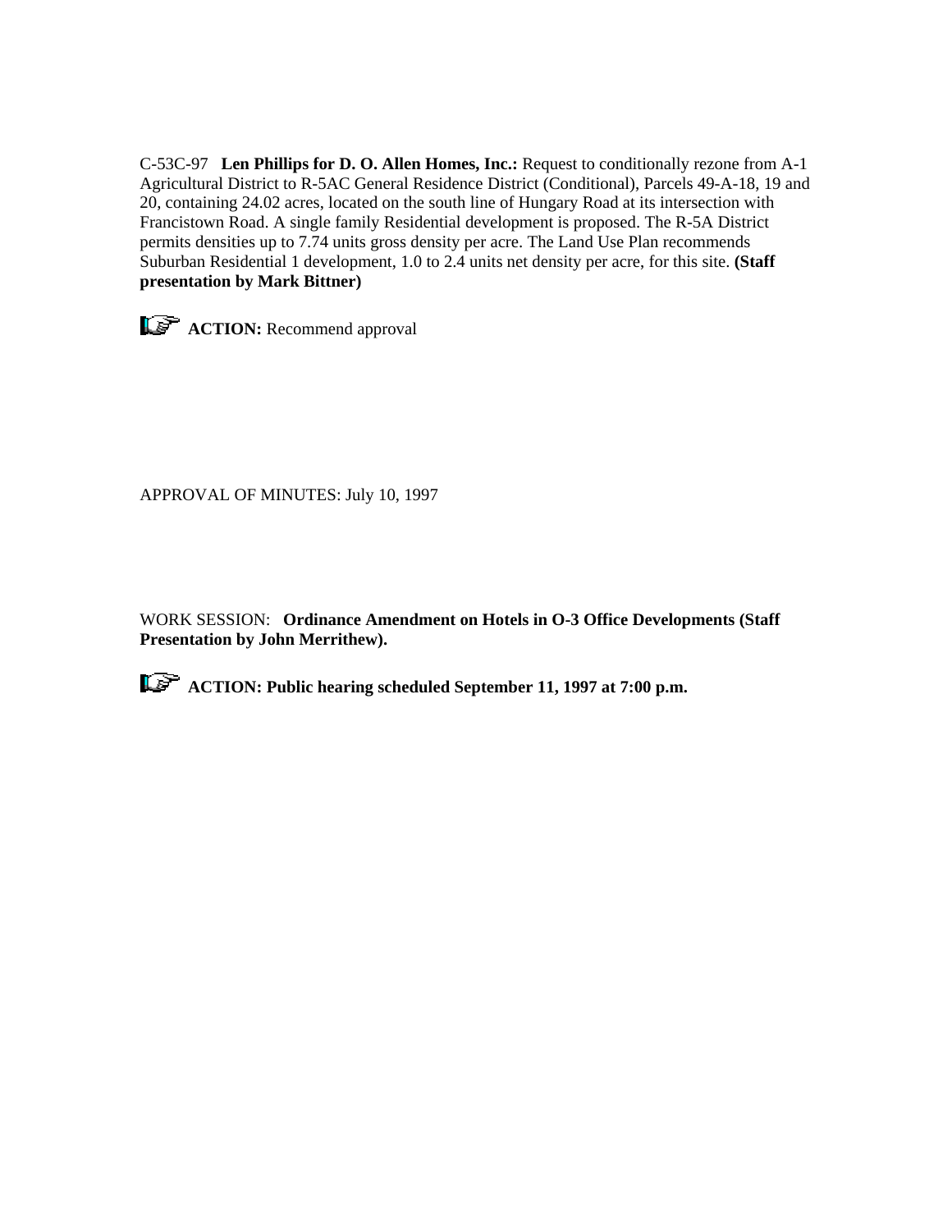C-53C-97 **Len Phillips for D. O. Allen Homes, Inc.:** Request to conditionally rezone from A-1 Agricultural District to R-5AC General Residence District (Conditional), Parcels 49-A-18, 19 and 20, containing 24.02 acres, located on the south line of Hungary Road at its intersection with Francistown Road. A single family Residential development is proposed. The R-5A District permits densities up to 7.74 units gross density per acre. The Land Use Plan recommends Suburban Residential 1 development, 1.0 to 2.4 units net density per acre, for this site. **(Staff presentation by Mark Bittner)**

**ACTION:** Recommend approval

APPROVAL OF MINUTES: July 10, 1997

WORK SESSION: **Ordinance Amendment on Hotels in O-3 Office Developments (Staff Presentation by John Merrithew).**

**ACTION: Public hearing scheduled September 11, 1997 at 7:00 p.m.**